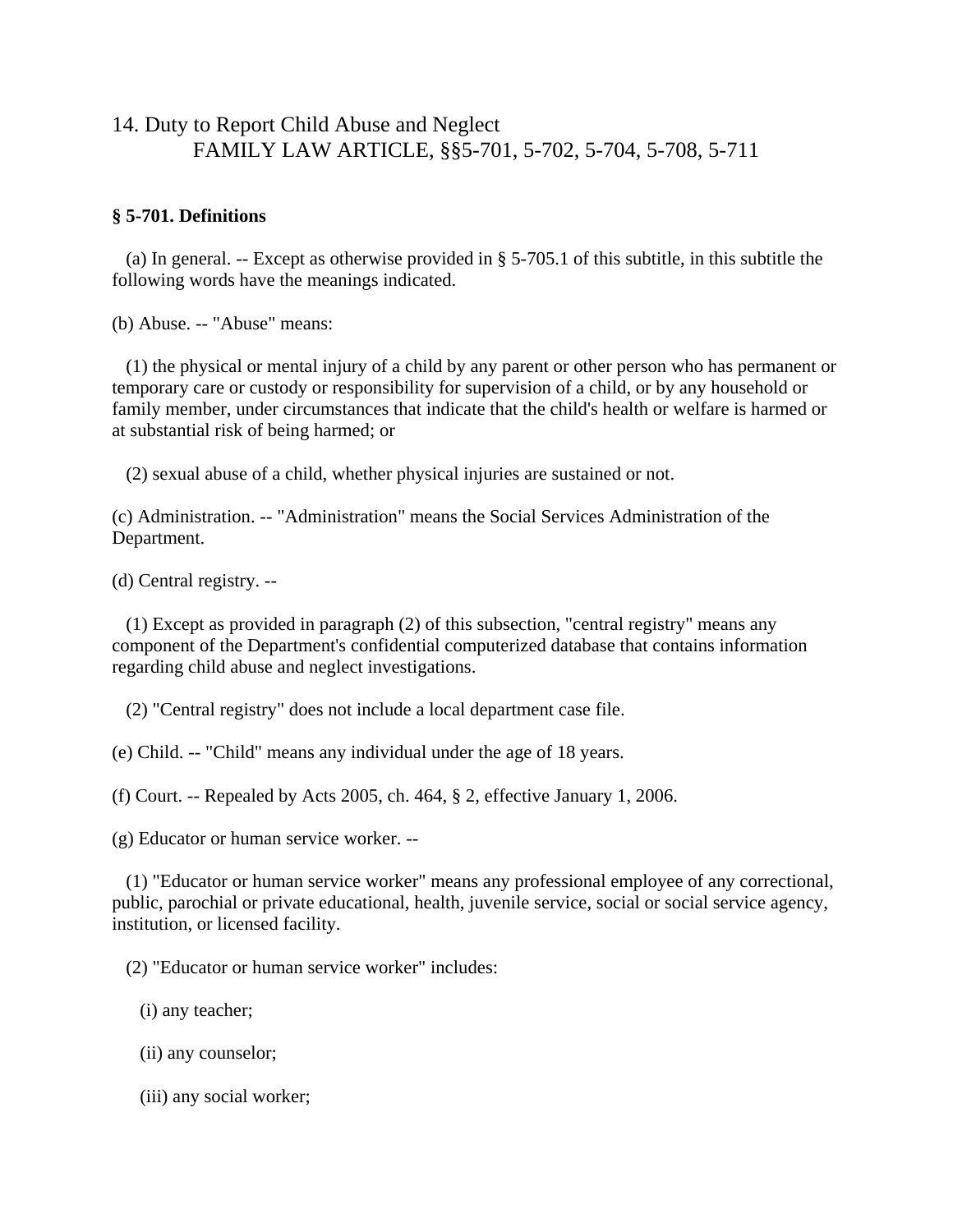# 14. Duty to Report Child Abuse and Neglect
## FAMILY LAW ARTICLE, §§5-701, 5-702, 5-704, 5-708, 5-711

**§ 5-701. Definitions**

(a) In general. -- Except as otherwise provided in § 5-705.1 of this subtitle, in this subtitle the following words have the meanings indicated.

(b) Abuse. -- "Abuse" means:

(1) the physical or mental injury of a child by any parent or other person who has permanent or temporary care or custody or responsibility for supervision of a child, or by any household or family member, under circumstances that indicate that the child's health or welfare is harmed or at substantial risk of being harmed; or

(2) sexual abuse of a child, whether physical injuries are sustained or not.

(c) Administration. -- "Administration" means the Social Services Administration of the Department.

(d) Central registry. --

(1) Except as provided in paragraph (2) of this subsection, "central registry" means any component of the Department's confidential computerized database that contains information regarding child abuse and neglect investigations.

(2) "Central registry" does not include a local department case file.

(e) Child. -- "Child" means any individual under the age of 18 years.

(f) Court. -- Repealed by Acts 2005, ch. 464, § 2, effective January 1, 2006.

(g) Educator or human service worker. --

(1) "Educator or human service worker" means any professional employee of any correctional, public, parochial or private educational, health, juvenile service, social or social service agency, institution, or licensed facility.

(2) "Educator or human service worker" includes:

(i) any teacher;

(ii) any counselor;

(iii) any social worker;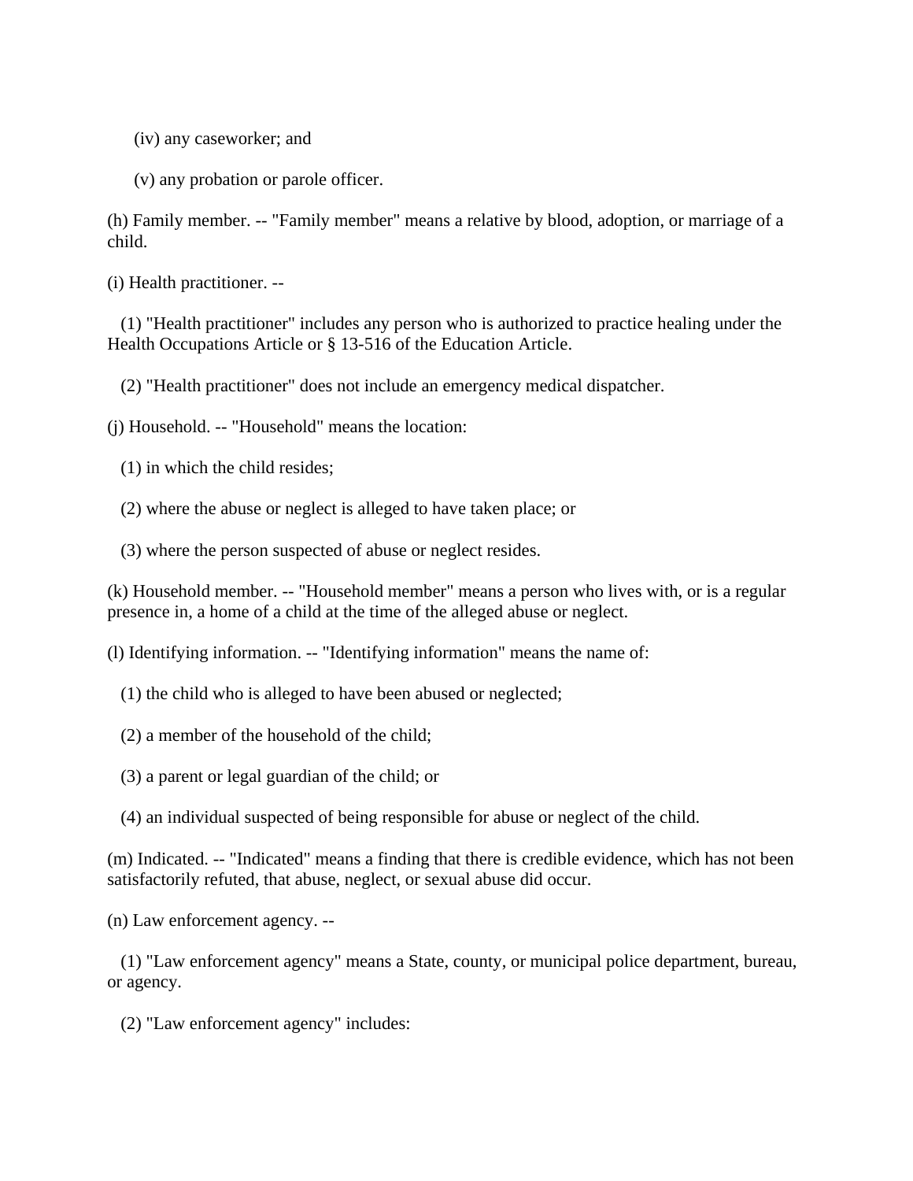(iv) any caseworker; and

(v) any probation or parole officer.

(h) Family member. -- "Family member" means a relative by blood, adoption, or marriage of a child.

(i) Health practitioner. --

(1) "Health practitioner" includes any person who is authorized to practice healing under the Health Occupations Article or § 13-516 of the Education Article.

(2) "Health practitioner" does not include an emergency medical dispatcher.

(j) Household. -- "Household" means the location:

(1) in which the child resides;

(2) where the abuse or neglect is alleged to have taken place; or

(3) where the person suspected of abuse or neglect resides.

(k) Household member. -- "Household member" means a person who lives with, or is a regular presence in, a home of a child at the time of the alleged abuse or neglect.

(l) Identifying information. -- "Identifying information" means the name of:

(1) the child who is alleged to have been abused or neglected;

(2) a member of the household of the child;

(3) a parent or legal guardian of the child; or

(4) an individual suspected of being responsible for abuse or neglect of the child.

(m) Indicated. -- "Indicated" means a finding that there is credible evidence, which has not been satisfactorily refuted, that abuse, neglect, or sexual abuse did occur.

(n) Law enforcement agency. --

(1) "Law enforcement agency" means a State, county, or municipal police department, bureau, or agency.

(2) "Law enforcement agency" includes: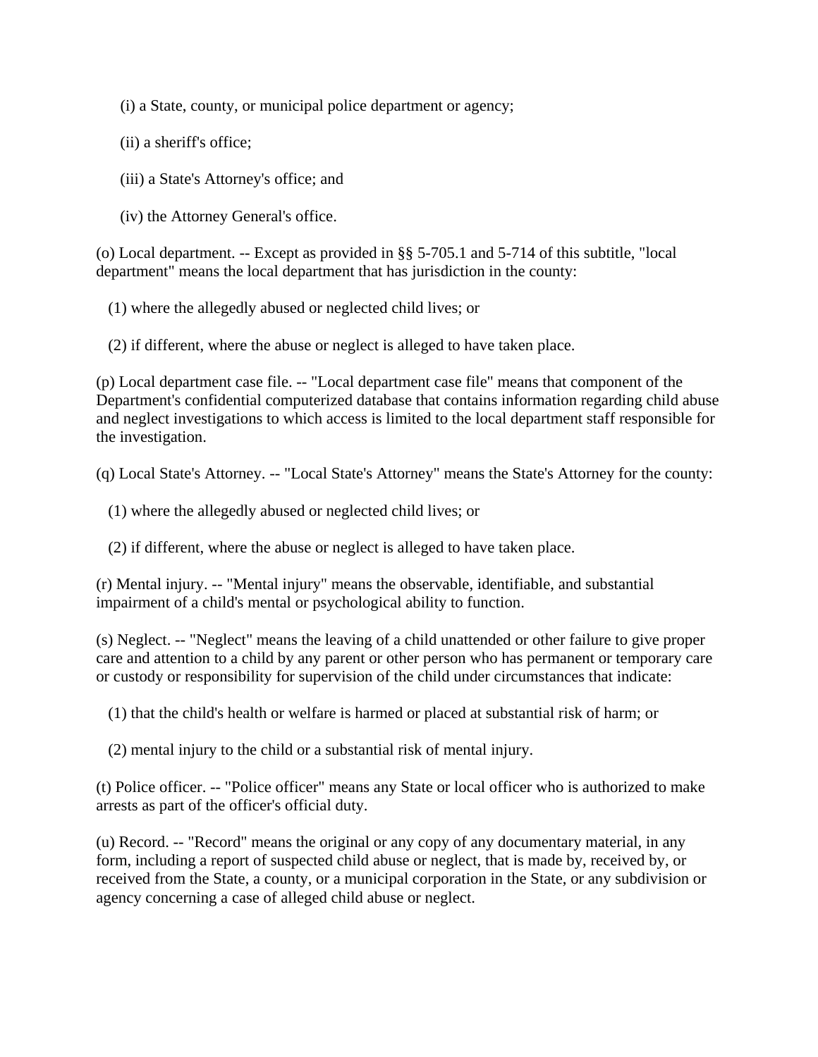(i) a State, county, or municipal police department or agency;

(ii) a sheriff's office;

(iii) a State's Attorney's office; and

(iv) the Attorney General's office.

(o) Local department. -- Except as provided in §§ 5-705.1 and 5-714 of this subtitle, "local department" means the local department that has jurisdiction in the county:

(1) where the allegedly abused or neglected child lives; or

(2) if different, where the abuse or neglect is alleged to have taken place.

(p) Local department case file. -- "Local department case file" means that component of the Department's confidential computerized database that contains information regarding child abuse and neglect investigations to which access is limited to the local department staff responsible for the investigation.

(q) Local State's Attorney. -- "Local State's Attorney" means the State's Attorney for the county:

(1) where the allegedly abused or neglected child lives; or

(2) if different, where the abuse or neglect is alleged to have taken place.

(r) Mental injury. -- "Mental injury" means the observable, identifiable, and substantial impairment of a child's mental or psychological ability to function.

(s) Neglect. -- "Neglect" means the leaving of a child unattended or other failure to give proper care and attention to a child by any parent or other person who has permanent or temporary care or custody or responsibility for supervision of the child under circumstances that indicate:

(1) that the child's health or welfare is harmed or placed at substantial risk of harm; or

(2) mental injury to the child or a substantial risk of mental injury.

(t) Police officer. -- "Police officer" means any State or local officer who is authorized to make arrests as part of the officer's official duty.

(u) Record. -- "Record" means the original or any copy of any documentary material, in any form, including a report of suspected child abuse or neglect, that is made by, received by, or received from the State, a county, or a municipal corporation in the State, or any subdivision or agency concerning a case of alleged child abuse or neglect.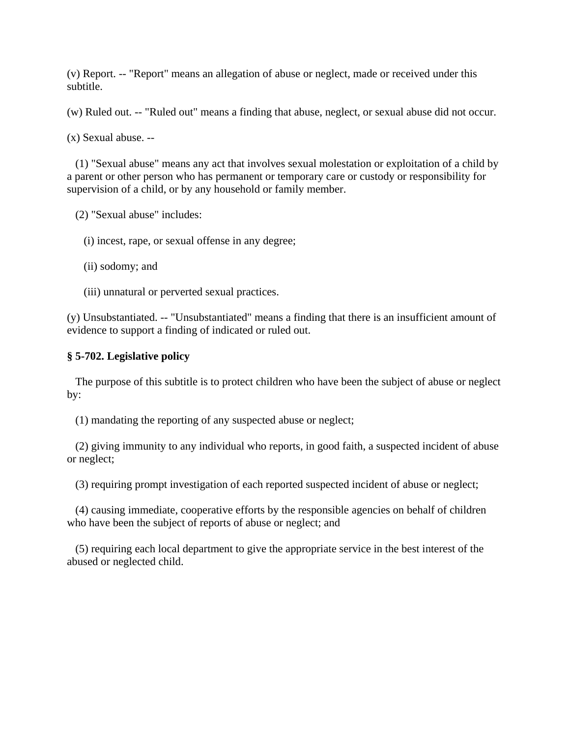(v) Report. -- "Report" means an allegation of abuse or neglect, made or received under this subtitle.

(w) Ruled out. -- "Ruled out" means a finding that abuse, neglect, or sexual abuse did not occur.

(x) Sexual abuse. --

(1) "Sexual abuse" means any act that involves sexual molestation or exploitation of a child by a parent or other person who has permanent or temporary care or custody or responsibility for supervision of a child, or by any household or family member.

(2) "Sexual abuse" includes:

(i) incest, rape, or sexual offense in any degree;

(ii) sodomy; and

(iii) unnatural or perverted sexual practices.

(y) Unsubstantiated. -- "Unsubstantiated" means a finding that there is an insufficient amount of evidence to support a finding of indicated or ruled out.

**§ 5-702. Legislative policy**

The purpose of this subtitle is to protect children who have been the subject of abuse or neglect by:

(1) mandating the reporting of any suspected abuse or neglect;

(2) giving immunity to any individual who reports, in good faith, a suspected incident of abuse or neglect;

(3) requiring prompt investigation of each reported suspected incident of abuse or neglect;

(4) causing immediate, cooperative efforts by the responsible agencies on behalf of children who have been the subject of reports of abuse or neglect; and

(5) requiring each local department to give the appropriate service in the best interest of the abused or neglected child.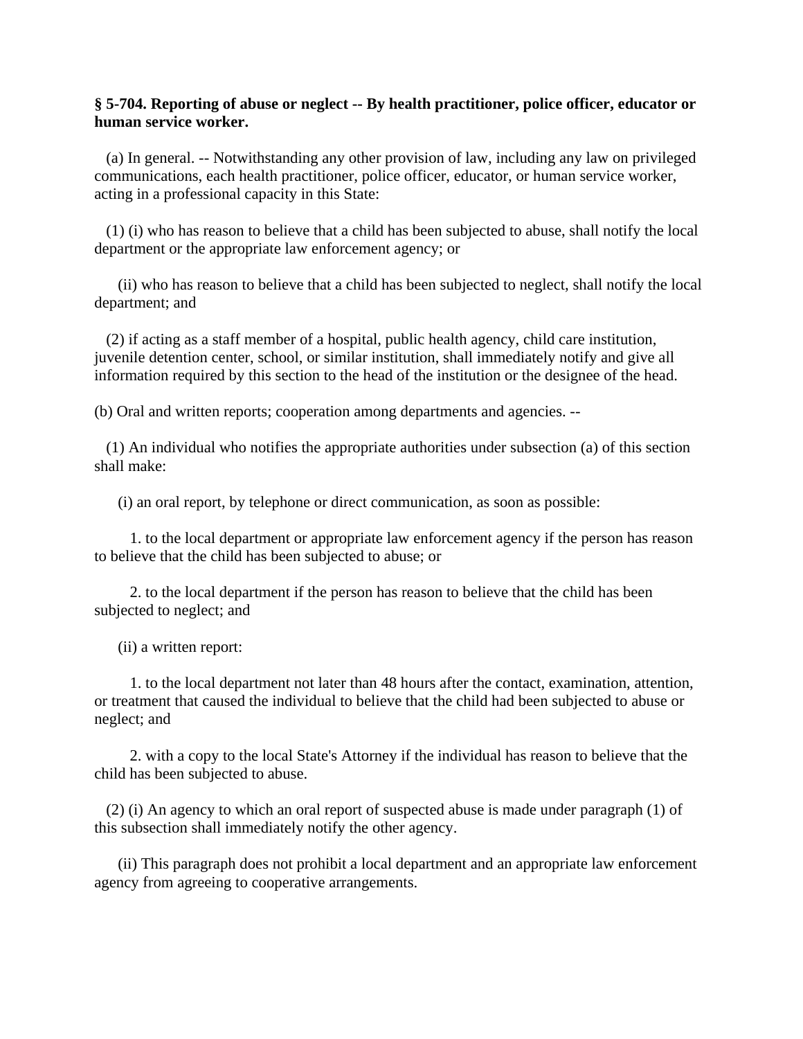**§ 5-704. Reporting of abuse or neglect -- By health practitioner, police officer, educator or human service worker.**

(a) In general. -- Notwithstanding any other provision of law, including any law on privileged communications, each health practitioner, police officer, educator, or human service worker, acting in a professional capacity in this State:

(1) (i) who has reason to believe that a child has been subjected to abuse, shall notify the local department or the appropriate law enforcement agency; or

(ii) who has reason to believe that a child has been subjected to neglect, shall notify the local department; and

(2) if acting as a staff member of a hospital, public health agency, child care institution, juvenile detention center, school, or similar institution, shall immediately notify and give all information required by this section to the head of the institution or the designee of the head.

(b) Oral and written reports; cooperation among departments and agencies. --

(1) An individual who notifies the appropriate authorities under subsection (a) of this section shall make:

(i) an oral report, by telephone or direct communication, as soon as possible:

1. to the local department or appropriate law enforcement agency if the person has reason to believe that the child has been subjected to abuse; or

2. to the local department if the person has reason to believe that the child has been subjected to neglect; and

(ii) a written report:

1. to the local department not later than 48 hours after the contact, examination, attention, or treatment that caused the individual to believe that the child had been subjected to abuse or neglect; and

2. with a copy to the local State's Attorney if the individual has reason to believe that the child has been subjected to abuse.

(2) (i) An agency to which an oral report of suspected abuse is made under paragraph (1) of this subsection shall immediately notify the other agency.

(ii) This paragraph does not prohibit a local department and an appropriate law enforcement agency from agreeing to cooperative arrangements.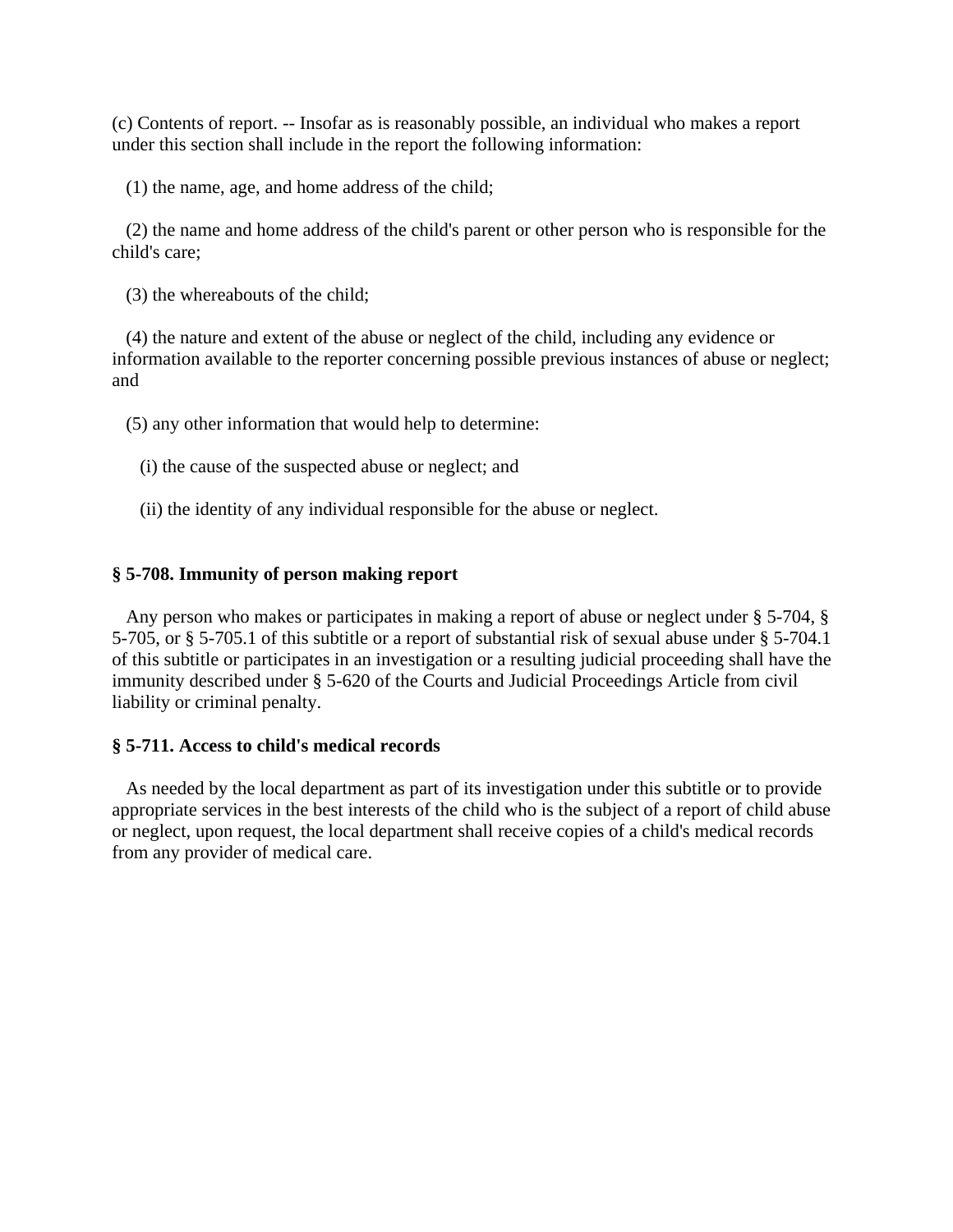(c) Contents of report. -- Insofar as is reasonably possible, an individual who makes a report under this section shall include in the report the following information:

(1) the name, age, and home address of the child;

(2) the name and home address of the child's parent or other person who is responsible for the child's care;

(3) the whereabouts of the child;

(4) the nature and extent of the abuse or neglect of the child, including any evidence or information available to the reporter concerning possible previous instances of abuse or neglect; and

(5) any other information that would help to determine:

(i) the cause of the suspected abuse or neglect; and

(ii) the identity of any individual responsible for the abuse or neglect.

**§ 5-708. Immunity of person making report**

Any person who makes or participates in making a report of abuse or neglect under § 5-704, § 5-705, or § 5-705.1 of this subtitle or a report of substantial risk of sexual abuse under § 5-704.1 of this subtitle or participates in an investigation or a resulting judicial proceeding shall have the immunity described under § 5-620 of the Courts and Judicial Proceedings Article from civil liability or criminal penalty.

**§ 5-711. Access to child's medical records**

As needed by the local department as part of its investigation under this subtitle or to provide appropriate services in the best interests of the child who is the subject of a report of child abuse or neglect, upon request, the local department shall receive copies of a child's medical records from any provider of medical care.